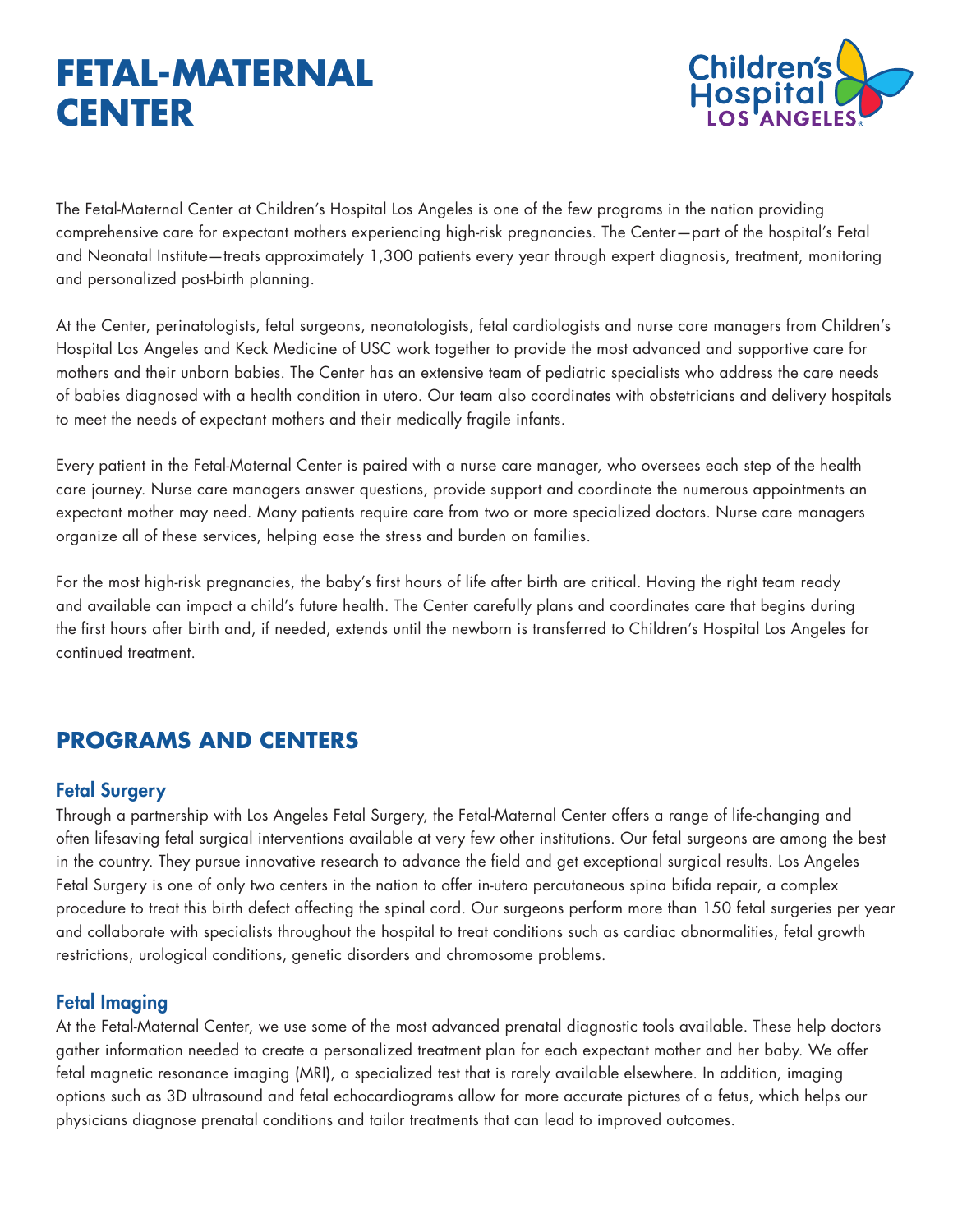# FETAL-MATERNAL CENTER

Children's Hospital LOS ANGELES

The Fetal-Maternal Center at Children's Hospital Los Angeles is one of the few programs in the nation providing comprehensive care for expectant mothers experiencing high-risk pregnancies. The Center—part of the hospital's Fetal and Neonatal Institute—treats approximately 1,300 patients every year through expert diagnosis, treatment, monitoring and personalized post-birth planning.

At the Center, perinatologists, fetal surgeons, neonatologists, fetal cardiologists and nurse care managers from Children's Hospital Los Angeles and Keck Medicine of USC work together to provide the most advanced and supportive care for mothers and their unborn babies. The Center has an extensive team of pediatric specialists who address the care needs of babies diagnosed with a health condition in utero. Our team also coordinates with obstetricians and delivery hospitals to meet the needs of expectant mothers and their medically fragile infants.

Every patient in the Fetal-Maternal Center is paired with a nurse care manager, who oversees each step of the health care journey. Nurse care managers answer questions, provide support and coordinate the numerous appointments an expectant mother may need. Many patients require care from two or more specialized doctors. Nurse care managers organize all of these services, helping ease the stress and burden on families.

For the most high-risk pregnancies, the baby's first hours of life after birth are critical. Having the right team ready and available can impact a child's future health. The Center carefully plans and coordinates care that begins during the first hours after birth and, if needed, extends until the newborn is transferred to Children's Hospital Los Angeles for continued treatment.

## PROGRAMS AND CENTERS

### Fetal Surgery

Through a partnership with Los Angeles Fetal Surgery, the Fetal-Maternal Center offers a range of life-changing and often lifesaving fetal surgical interventions available at very few other institutions. Our fetal surgeons are among the best in the country. They pursue innovative research to advance the field and get exceptional surgical results. Los Angeles Fetal Surgery is one of only two centers in the nation to offer in-utero percutaneous spina bifida repair, a complex procedure to treat this birth defect affecting the spinal cord. Our surgeons perform more than 150 fetal surgeries per year and collaborate with specialists throughout the hospital to treat conditions such as cardiac abnormalities, fetal growth restrictions, urological conditions, genetic disorders and chromosome problems.

### Fetal Imaging

At the Fetal-Maternal Center, we use some of the most advanced prenatal diagnostic tools available. These help doctors gather information needed to create a personalized treatment plan for each expectant mother and her baby. We offer fetal magnetic resonance imaging (MRI), a specialized test that is rarely available elsewhere. In addition, imaging options such as 3D ultrasound and fetal echocardiograms allow for more accurate pictures of a fetus, which helps our physicians diagnose prenatal conditions and tailor treatments that can lead to improved outcomes.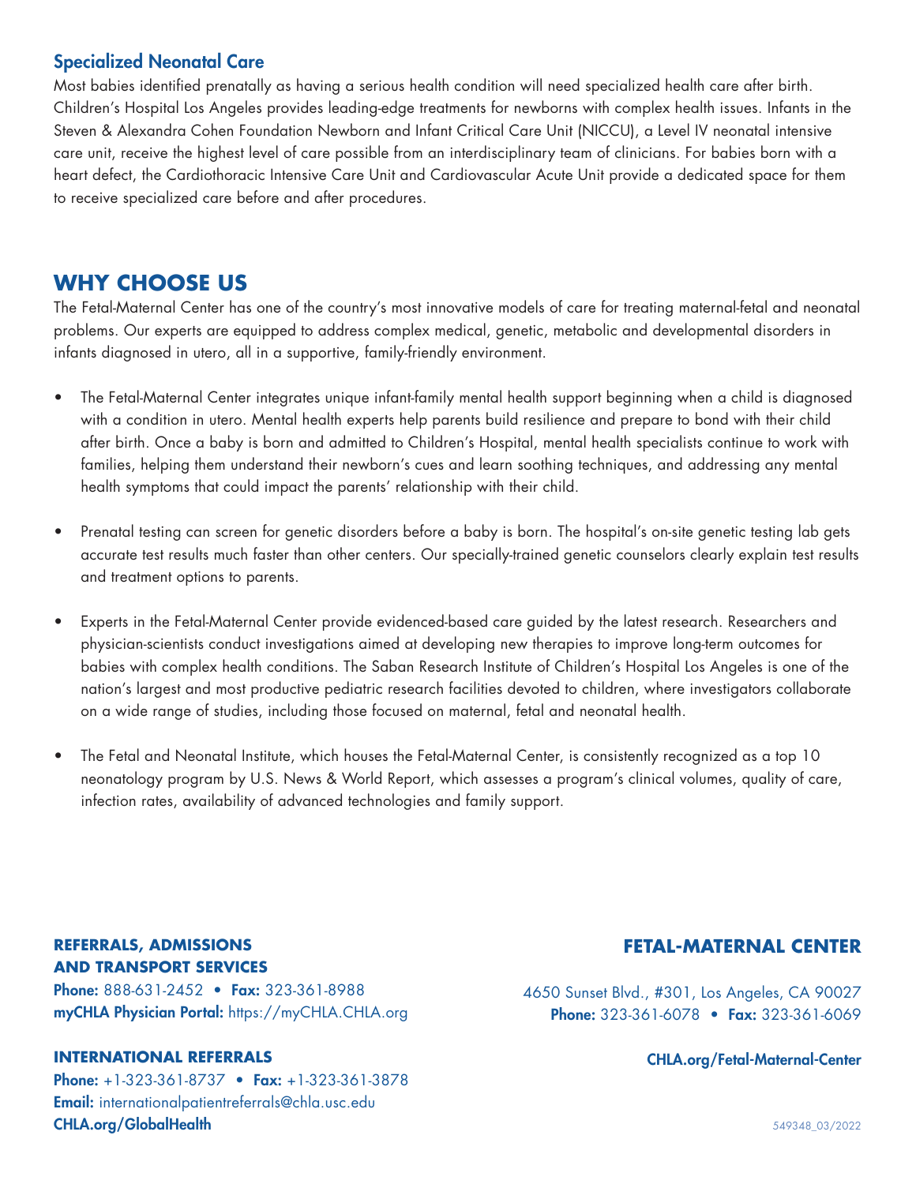### Specialized Neonatal Care

Most babies identified prenatally as having a serious health condition will need specialized health care after birth. Children's Hospital Los Angeles provides leading-edge treatments for newborns with complex health issues. Infants in the Steven & Alexandra Cohen Foundation Newborn and Infant Critical Care Unit (NICCU), a Level IV neonatal intensive care unit, receive the highest level of care possible from an interdisciplinary team of clinicians. For babies born with a heart defect, the Cardiothoracic Intensive Care Unit and Cardiovascular Acute Unit provide a dedicated space for them to receive specialized care before and after procedures.

## WHY CHOOSE US

The Fetal-Maternal Center has one of the country's most innovative models of care for treating maternal-fetal and neonatal problems. Our experts are equipped to address complex medical, genetic, metabolic and developmental disorders in infants diagnosed in utero, all in a supportive, family-friendly environment.

- The Fetal-Maternal Center integrates unique infant-family mental health support beginning when a child is diagnosed with a condition in utero. Mental health experts help parents build resilience and prepare to bond with their child after birth. Once a baby is born and admitted to Children's Hospital, mental health specialists continue to work with families, helping them understand their newborn's cues and learn soothing techniques, and addressing any mental health symptoms that could impact the parents' relationship with their child.

- Prenatal testing can screen for genetic disorders before a baby is born. The hospital's on-site genetic testing lab gets accurate test results much faster than other centers. Our specially-trained genetic counselors clearly explain test results and treatment options to parents.

- Experts in the Fetal-Maternal Center provide evidenced-based care guided by the latest research. Researchers and physician-scientists conduct investigations aimed at developing new therapies to improve long-term outcomes for babies with complex health conditions. The Saban Research Institute of Children's Hospital Los Angeles is one of the nation's largest and most productive pediatric research facilities devoted to children, where investigators collaborate on a wide range of studies, including those focused on maternal, fetal and neonatal health.

- The Fetal and Neonatal Institute, which houses the Fetal-Maternal Center, is consistently recognized as a top 10 neonatology program by U.S. News & World Report, which assesses a program's clinical volumes, quality of care, infection rates, availability of advanced technologies and family support.

**REFERRALS, ADMISSIONS AND TRANSPORT SERVICES**

**Phone:** 888-631-2452 • **Fax:** 323-361-8988
**myCHLA Physician Portal:** https://myCHLA.CHLA.org

**INTERNATIONAL REFERRALS**

**Phone:** +1-323-361-8737 • **Fax:** +1-323-361-3878
**Email:** internationalpatientreferrals@chla.usc.edu
**CHLA.org/GlobalHealth**

**FETAL-MATERNAL CENTER**

4650 Sunset Blvd., #301, Los Angeles, CA 90027
**Phone:** 323-361-6078 • **Fax:** 323-361-6069

**CHLA.org/Fetal-Maternal-Center**

549348_03/2022